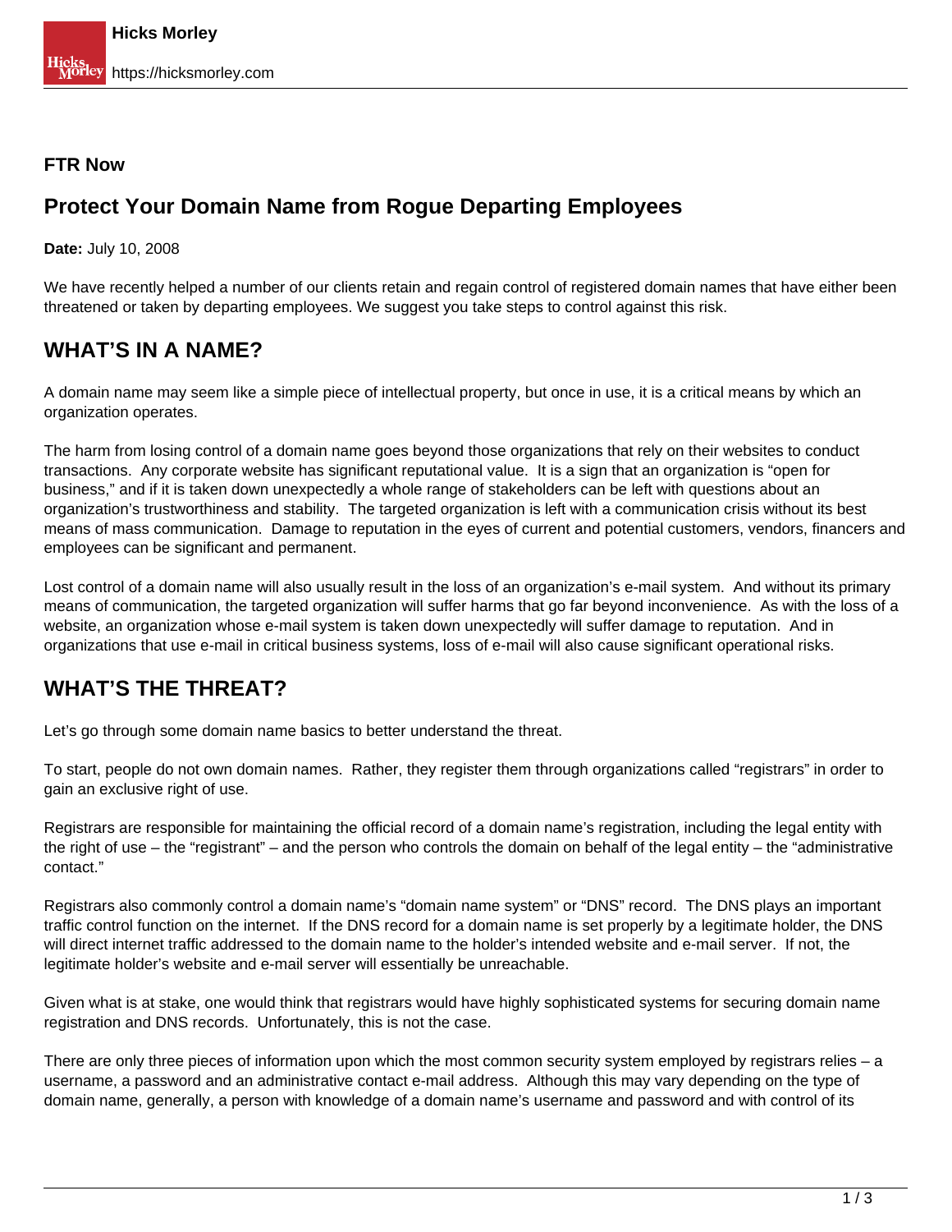**FTR Now**

## Protect Your Domain Name from Rogue Departing Employees

**Date:** July 10, 2008

We have recently helped a number of our clients retain and regain control of registered domain names that have either been threatened or taken by departing employees. We suggest you take steps to control against this risk.

## WHAT'S IN A NAME?

A domain name may seem like a simple piece of intellectual property, but once in use, it is a critical means by which an organization operates.

The harm from losing control of a domain name goes beyond those organizations that rely on their websites to conduct transactions. Any corporate website has significant reputational value. It is a sign that an organization is "open for business," and if it is taken down unexpectedly a whole range of stakeholders can be left with questions about an organization's trustworthiness and stability. The targeted organization is left with a communication crisis without its best means of mass communication. Damage to reputation in the eyes of current and potential customers, vendors, financers and employees can be significant and permanent.

Lost control of a domain name will also usually result in the loss of an organization's e-mail system. And without its primary means of communication, the targeted organization will suffer harms that go far beyond inconvenience. As with the loss of a website, an organization whose e-mail system is taken down unexpectedly will suffer damage to reputation. And in organizations that use e-mail in critical business systems, loss of e-mail will also cause significant operational risks.

## WHAT'S THE THREAT?

Let's go through some domain name basics to better understand the threat.

To start, people do not own domain names. Rather, they register them through organizations called "registrars" in order to gain an exclusive right of use.

Registrars are responsible for maintaining the official record of a domain name's registration, including the legal entity with the right of use – the "registrant" – and the person who controls the domain on behalf of the legal entity – the "administrative contact."

Registrars also commonly control a domain name's "domain name system" or "DNS" record. The DNS plays an important traffic control function on the internet. If the DNS record for a domain name is set properly by a legitimate holder, the DNS will direct internet traffic addressed to the domain name to the holder's intended website and e-mail server. If not, the legitimate holder's website and e-mail server will essentially be unreachable.

Given what is at stake, one would think that registrars would have highly sophisticated systems for securing domain name registration and DNS records. Unfortunately, this is not the case.

There are only three pieces of information upon which the most common security system employed by registrars relies – a username, a password and an administrative contact e-mail address. Although this may vary depending on the type of domain name, generally, a person with knowledge of a domain name's username and password and with control of its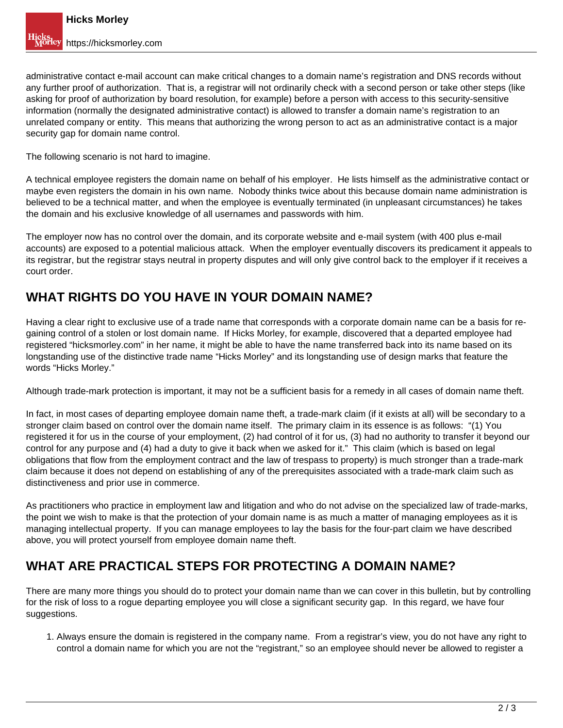administrative contact e-mail account can make critical changes to a domain name's registration and DNS records without any further proof of authorization. That is, a registrar will not ordinarily check with a second person or take other steps (like asking for proof of authorization by board resolution, for example) before a person with access to this security-sensitive information (normally the designated administrative contact) is allowed to transfer a domain name's registration to an unrelated company or entity. This means that authorizing the wrong person to act as an administrative contact is a major security gap for domain name control.

The following scenario is not hard to imagine.

A technical employee registers the domain name on behalf of his employer. He lists himself as the administrative contact or maybe even registers the domain in his own name. Nobody thinks twice about this because domain name administration is believed to be a technical matter, and when the employee is eventually terminated (in unpleasant circumstances) he takes the domain and his exclusive knowledge of all usernames and passwords with him.

The employer now has no control over the domain, and its corporate website and e-mail system (with 400 plus e-mail accounts) are exposed to a potential malicious attack. When the employer eventually discovers its predicament it appeals to its registrar, but the registrar stays neutral in property disputes and will only give control back to the employer if it receives a court order.

## WHAT RIGHTS DO YOU HAVE IN YOUR DOMAIN NAME?

Having a clear right to exclusive use of a trade name that corresponds with a corporate domain name can be a basis for re-gaining control of a stolen or lost domain name. If Hicks Morley, for example, discovered that a departed employee had registered "hicksmorley.com" in her name, it might be able to have the name transferred back into its name based on its longstanding use of the distinctive trade name "Hicks Morley" and its longstanding use of design marks that feature the words "Hicks Morley."

Although trade-mark protection is important, it may not be a sufficient basis for a remedy in all cases of domain name theft.

In fact, in most cases of departing employee domain name theft, a trade-mark claim (if it exists at all) will be secondary to a stronger claim based on control over the domain name itself. The primary claim in its essence is as follows: "(1) You registered it for us in the course of your employment, (2) had control of it for us, (3) had no authority to transfer it beyond our control for any purpose and (4) had a duty to give it back when we asked for it." This claim (which is based on legal obligations that flow from the employment contract and the law of trespass to property) is much stronger than a trade-mark claim because it does not depend on establishing of any of the prerequisites associated with a trade-mark claim such as distinctiveness and prior use in commerce.

As practitioners who practice in employment law and litigation and who do not advise on the specialized law of trade-marks, the point we wish to make is that the protection of your domain name is as much a matter of managing employees as it is managing intellectual property. If you can manage employees to lay the basis for the four-part claim we have described above, you will protect yourself from employee domain name theft.

## WHAT ARE PRACTICAL STEPS FOR PROTECTING A DOMAIN NAME?

There are many more things you should do to protect your domain name than we can cover in this bulletin, but by controlling for the risk of loss to a rogue departing employee you will close a significant security gap. In this regard, we have four suggestions.

1. Always ensure the domain is registered in the company name. From a registrar's view, you do not have any right to control a domain name for which you are not the "registrant," so an employee should never be allowed to register a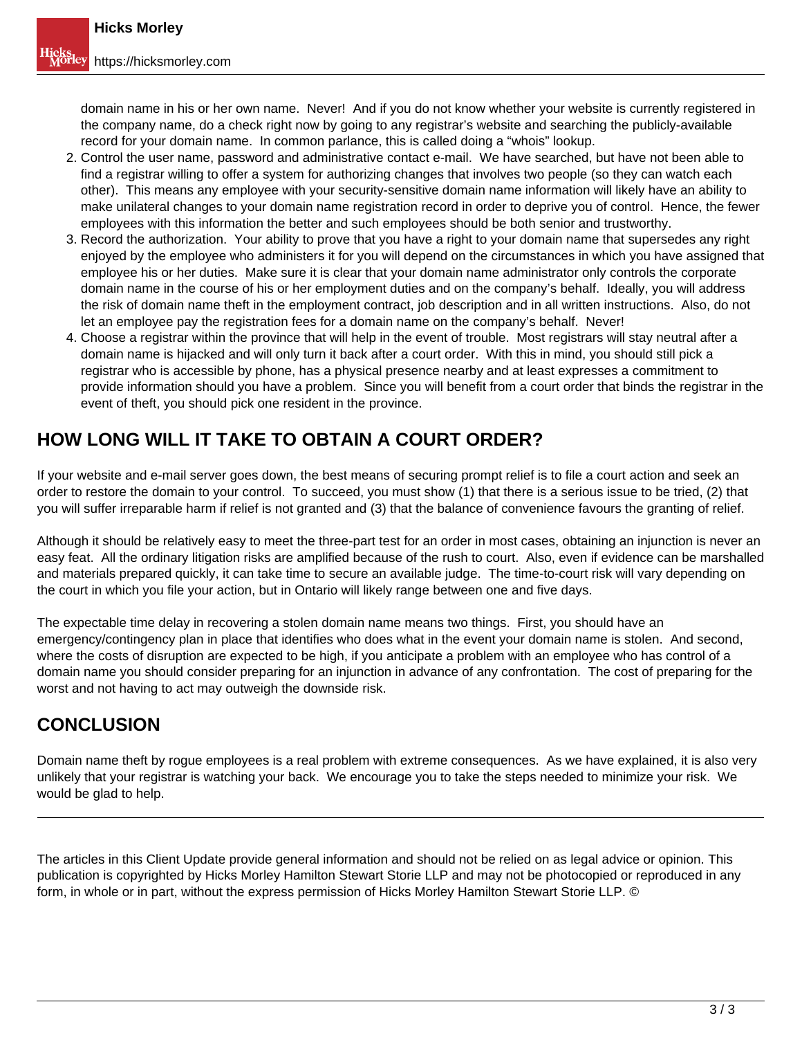domain name in his or her own name. Never! And if you do not know whether your website is currently registered in the company name, do a check right now by going to any registrar's website and searching the publicly-available record for your domain name. In common parlance, this is called doing a "whois" lookup.

2. Control the user name, password and administrative contact e-mail. We have searched, but have not been able to find a registrar willing to offer a system for authorizing changes that involves two people (so they can watch each other). This means any employee with your security-sensitive domain name information will likely have an ability to make unilateral changes to your domain name registration record in order to deprive you of control. Hence, the fewer employees with this information the better and such employees should be both senior and trustworthy.
3. Record the authorization. Your ability to prove that you have a right to your domain name that supersedes any right enjoyed by the employee who administers it for you will depend on the circumstances in which you have assigned that employee his or her duties. Make sure it is clear that your domain name administrator only controls the corporate domain name in the course of his or her employment duties and on the company's behalf. Ideally, you will address the risk of domain name theft in the employment contract, job description and in all written instructions. Also, do not let an employee pay the registration fees for a domain name on the company's behalf. Never!
4. Choose a registrar within the province that will help in the event of trouble. Most registrars will stay neutral after a domain name is hijacked and will only turn it back after a court order. With this in mind, you should still pick a registrar who is accessible by phone, has a physical presence nearby and at least expresses a commitment to provide information should you have a problem. Since you will benefit from a court order that binds the registrar in the event of theft, you should pick one resident in the province.

## HOW LONG WILL IT TAKE TO OBTAIN A COURT ORDER?

If your website and e-mail server goes down, the best means of securing prompt relief is to file a court action and seek an order to restore the domain to your control. To succeed, you must show (1) that there is a serious issue to be tried, (2) that you will suffer irreparable harm if relief is not granted and (3) that the balance of convenience favours the granting of relief.

Although it should be relatively easy to meet the three-part test for an order in most cases, obtaining an injunction is never an easy feat. All the ordinary litigation risks are amplified because of the rush to court. Also, even if evidence can be marshalled and materials prepared quickly, it can take time to secure an available judge. The time-to-court risk will vary depending on the court in which you file your action, but in Ontario will likely range between one and five days.

The expectable time delay in recovering a stolen domain name means two things. First, you should have an emergency/contingency plan in place that identifies who does what in the event your domain name is stolen. And second, where the costs of disruption are expected to be high, if you anticipate a problem with an employee who has control of a domain name you should consider preparing for an injunction in advance of any confrontation. The cost of preparing for the worst and not having to act may outweigh the downside risk.

## CONCLUSION

Domain name theft by rogue employees is a real problem with extreme consequences. As we have explained, it is also very unlikely that your registrar is watching your back. We encourage you to take the steps needed to minimize your risk. We would be glad to help.

---

The articles in this Client Update provide general information and should not be relied on as legal advice or opinion. This publication is copyrighted by Hicks Morley Hamilton Stewart Storie LLP and may not be photocopied or reproduced in any form, in whole or in part, without the express permission of Hicks Morley Hamilton Stewart Storie LLP. ©